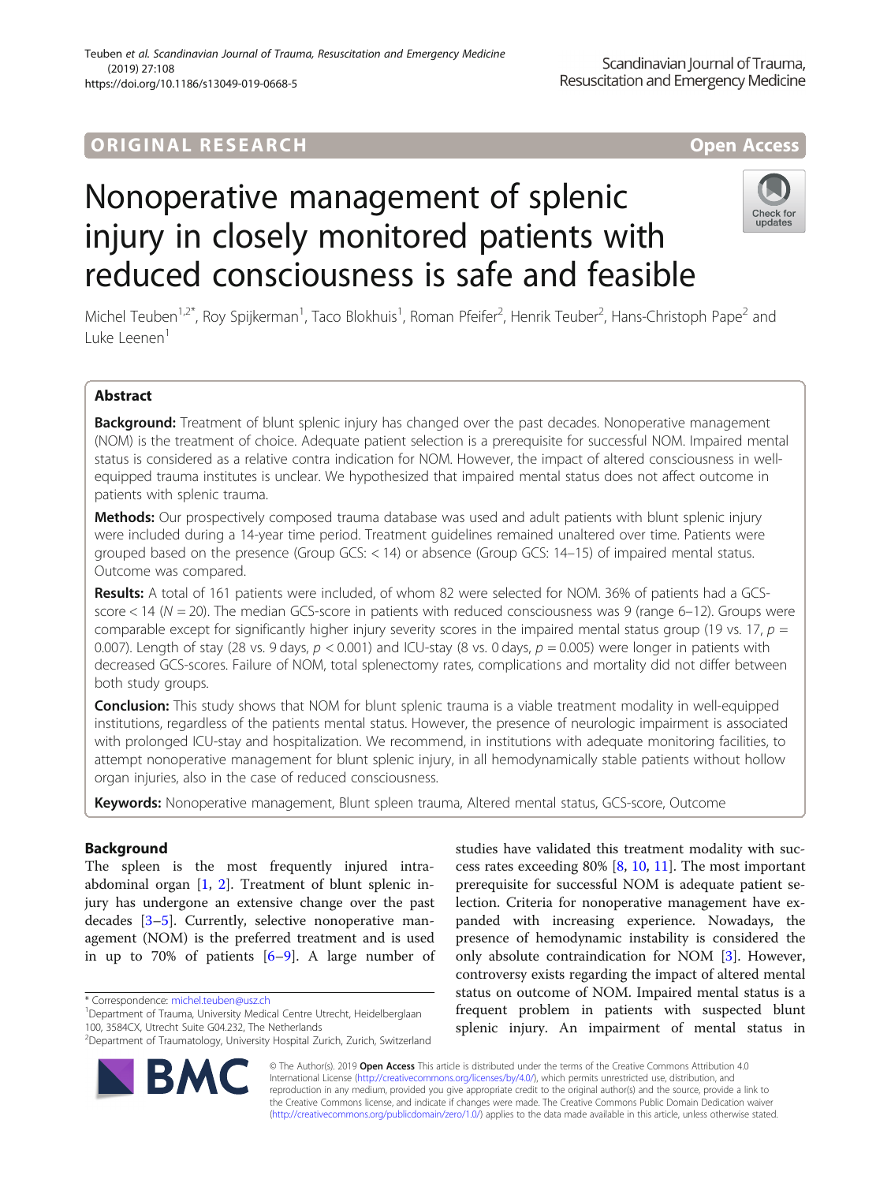ORIGINAL RESEARCH

Open Access

# Nonoperative management of splenic injury in closely monitored patients with reduced consciousness is safe and feasible

Michel Teuben[1,2*], Roy Spijkerman[1], Taco Blokhuis[1], Roman Pfeifer[2], Henrik Teuber[2], Hans-Christoph Pape[2] and Luke Leenen[1]

## Abstract

**Background:** Treatment of blunt splenic injury has changed over the past decades. Nonoperative management (NOM) is the treatment of choice. Adequate patient selection is a prerequisite for successful NOM. Impaired mental status is considered as a relative contra indication for NOM. However, the impact of altered consciousness in well-equipped trauma institutes is unclear. We hypothesized that impaired mental status does not affect outcome in patients with splenic trauma.

**Methods:** Our prospectively composed trauma database was used and adult patients with blunt splenic injury were included during a 14-year time period. Treatment guidelines remained unaltered over time. Patients were grouped based on the presence (Group GCS: < 14) or absence (Group GCS: 14–15) of impaired mental status. Outcome was compared.

**Results:** A total of 161 patients were included, of whom 82 were selected for NOM. 36% of patients had a GCS-score < 14 ($N = 20$). The median GCS-score in patients with reduced consciousness was 9 (range 6–12). Groups were comparable except for significantly higher injury severity scores in the impaired mental status group (19 vs. 17, $p = 0.007$). Length of stay (28 vs. 9 days, $p < 0.001$) and ICU-stay (8 vs. 0 days, $p = 0.005$) were longer in patients with decreased GCS-scores. Failure of NOM, total splenectomy rates, complications and mortality did not differ between both study groups.

**Conclusion:** This study shows that NOM for blunt splenic trauma is a viable treatment modality in well-equipped institutions, regardless of the patients mental status. However, the presence of neurologic impairment is associated with prolonged ICU-stay and hospitalization. We recommend, in institutions with adequate monitoring facilities, to attempt nonoperative management for blunt splenic injury, in all hemodynamically stable patients without hollow organ injuries, also in the case of reduced consciousness.

**Keywords:** Nonoperative management, Blunt spleen trauma, Altered mental status, GCS-score, Outcome

## Background

The spleen is the most frequently injured intra-abdominal organ [1, 2]. Treatment of blunt splenic injury has undergone an extensive change over the past decades [3–5]. Currently, selective nonoperative management (NOM) is the preferred treatment and is used in up to 70% of patients [6–9]. A large number of studies have validated this treatment modality with success rates exceeding 80% [8, 10, 11]. The most important prerequisite for successful NOM is adequate patient selection. Criteria for nonoperative management have expanded with increasing experience. Nowadays, the presence of hemodynamic instability is considered the only absolute contraindication for NOM [3]. However, controversy exists regarding the impact of altered mental status on outcome of NOM. Impaired mental status is a frequent problem in patients with suspected blunt splenic injury. An impairment of mental status in

* Correspondence: michel.teuben@usz.ch
[1]Department of Trauma, University Medical Centre Utrecht, Heidelberglaan 100, 3584CX, Utrecht Suite G04.232, The Netherlands
[2]Department of Traumatology, University Hospital Zurich, Zurich, Switzerland

© The Author(s). 2019 **Open Access** This article is distributed under the terms of the Creative Commons Attribution 4.0 International License (http://creativecommons.org/licenses/by/4.0/), which permits unrestricted use, distribution, and reproduction in any medium, provided you give appropriate credit to the original author(s) and the source, provide a link to the Creative Commons license, and indicate if changes were made. The Creative Commons Public Domain Dedication waiver (http://creativecommons.org/publicdomain/zero/1.0/) applies to the data made available in this article, unless otherwise stated.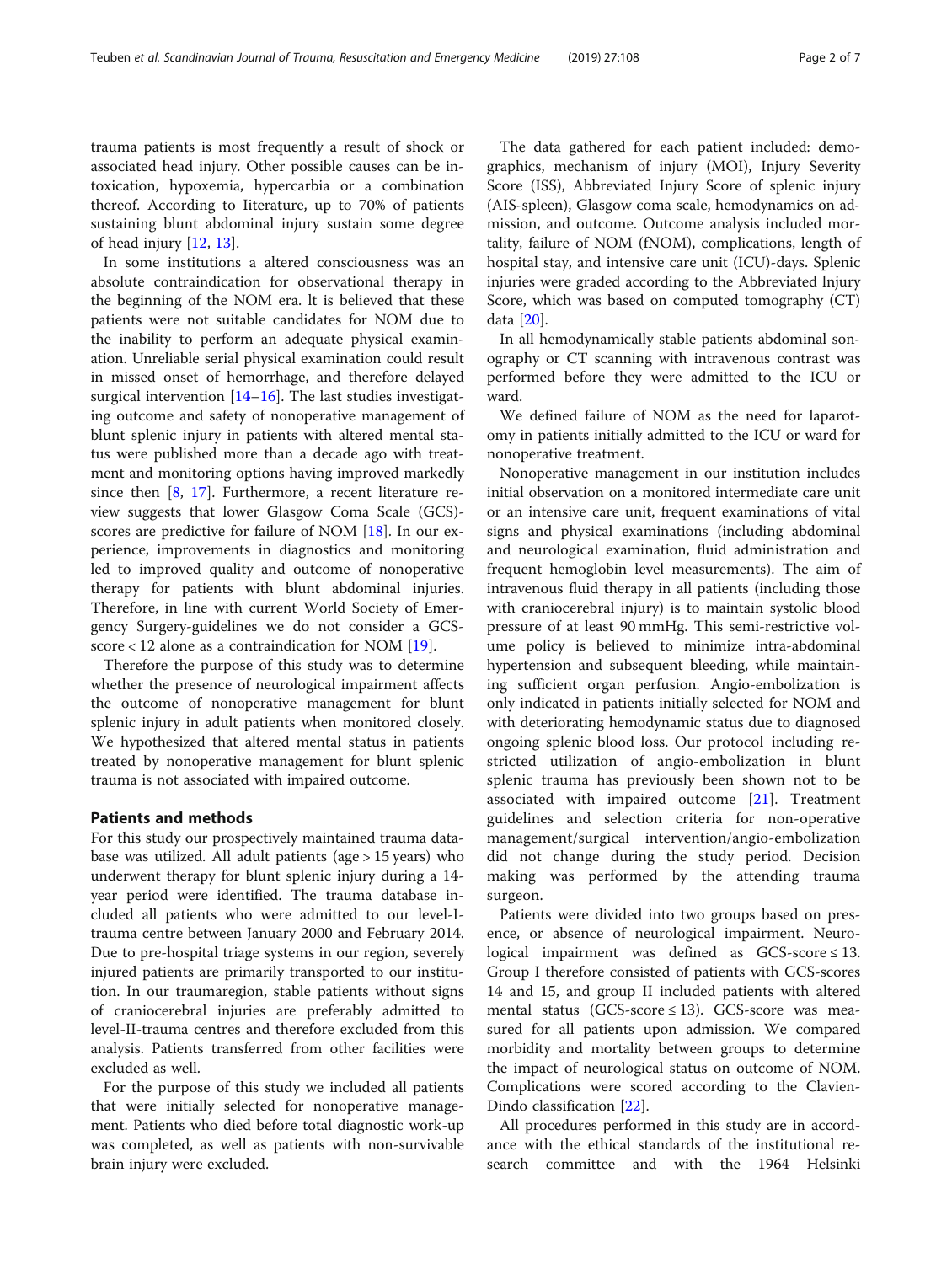trauma patients is most frequently a result of shock or associated head injury. Other possible causes can be intoxication, hypoxemia, hypercarbia or a combination thereof. According to literature, up to 70% of patients sustaining blunt abdominal injury sustain some degree of head injury [12, 13].

In some institutions a altered consciousness was an absolute contraindication for observational therapy in the beginning of the NOM era. It is believed that these patients were not suitable candidates for NOM due to the inability to perform an adequate physical examination. Unreliable serial physical examination could result in missed onset of hemorrhage, and therefore delayed surgical intervention [14–16]. The last studies investigating outcome and safety of nonoperative management of blunt splenic injury in patients with altered mental status were published more than a decade ago with treatment and monitoring options having improved markedly since then [8, 17]. Furthermore, a recent literature review suggests that lower Glasgow Coma Scale (GCS)-scores are predictive for failure of NOM [18]. In our experience, improvements in diagnostics and monitoring led to improved quality and outcome of nonoperative therapy for patients with blunt abdominal injuries. Therefore, in line with current World Society of Emergency Surgery-guidelines we do not consider a GCS-score < 12 alone as a contraindication for NOM [19].

Therefore the purpose of this study was to determine whether the presence of neurological impairment affects the outcome of nonoperative management for blunt splenic injury in adult patients when monitored closely. We hypothesized that altered mental status in patients treated by nonoperative management for blunt splenic trauma is not associated with impaired outcome.

## Patients and methods

For this study our prospectively maintained trauma database was utilized. All adult patients (age > 15 years) who underwent therapy for blunt splenic injury during a 14-year period were identified. The trauma database included all patients who were admitted to our level-I-trauma centre between January 2000 and February 2014. Due to pre-hospital triage systems in our region, severely injured patients are primarily transported to our institution. In our traumaregion, stable patients without signs of craniocerebral injuries are preferably admitted to level-II-trauma centres and therefore excluded from this analysis. Patients transferred from other facilities were excluded as well.

For the purpose of this study we included all patients that were initially selected for nonoperative management. Patients who died before total diagnostic work-up was completed, as well as patients with non-survivable brain injury were excluded.

The data gathered for each patient included: demographics, mechanism of injury (MOI), Injury Severity Score (ISS), Abbreviated Injury Score of splenic injury (AIS-spleen), Glasgow coma scale, hemodynamics on admission, and outcome. Outcome analysis included mortality, failure of NOM (fNOM), complications, length of hospital stay, and intensive care unit (ICU)-days. Splenic injuries were graded according to the Abbreviated Injury Score, which was based on computed tomography (CT) data [20].

In all hemodynamically stable patients abdominal sonography or CT scanning with intravenous contrast was performed before they were admitted to the ICU or ward.

We defined failure of NOM as the need for laparotomy in patients initially admitted to the ICU or ward for nonoperative treatment.

Nonoperative management in our institution includes initial observation on a monitored intermediate care unit or an intensive care unit, frequent examinations of vital signs and physical examinations (including abdominal and neurological examination, fluid administration and frequent hemoglobin level measurements). The aim of intravenous fluid therapy in all patients (including those with craniocerebral injury) is to maintain systolic blood pressure of at least 90 mmHg. This semi-restrictive volume policy is believed to minimize intra-abdominal hypertension and subsequent bleeding, while maintaining sufficient organ perfusion. Angio-embolization is only indicated in patients initially selected for NOM and with deteriorating hemodynamic status due to diagnosed ongoing splenic blood loss. Our protocol including restricted utilization of angio-embolization in blunt splenic trauma has previously been shown not to be associated with impaired outcome [21]. Treatment guidelines and selection criteria for non-operative management/surgical intervention/angio-embolization did not change during the study period. Decision making was performed by the attending trauma surgeon.

Patients were divided into two groups based on presence, or absence of neurological impairment. Neurological impairment was defined as GCS-score ≤ 13. Group I therefore consisted of patients with GCS-scores 14 and 15, and group II included patients with altered mental status (GCS-score ≤ 13). GCS-score was measured for all patients upon admission. We compared morbidity and mortality between groups to determine the impact of neurological status on outcome of NOM. Complications were scored according to the Clavien-Dindo classification [22].

All procedures performed in this study are in accordance with the ethical standards of the institutional research committee and with the 1964 Helsinki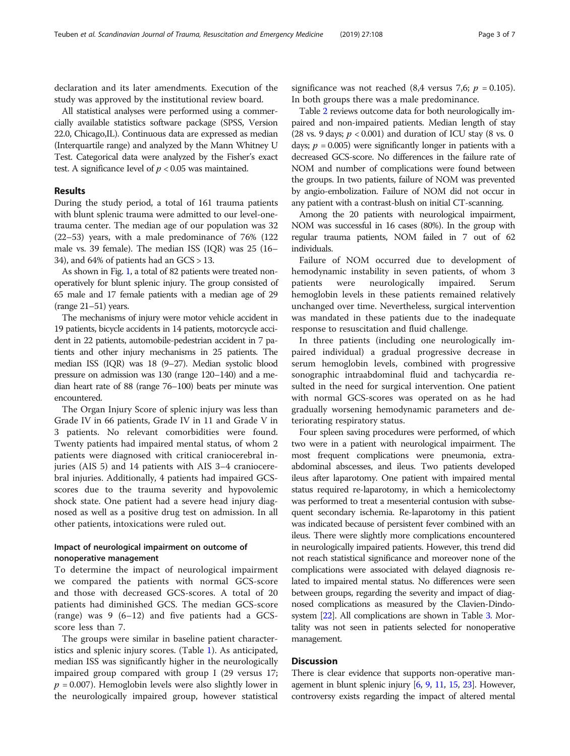declaration and its later amendments. Execution of the study was approved by the institutional review board.

All statistical analyses were performed using a commercially available statistics software package (SPSS, Version 22.0, Chicago,IL). Continuous data are expressed as median (Interquartile range) and analyzed by the Mann Whitney U Test. Categorical data were analyzed by the Fisher's exact test. A significance level of $p < 0.05$ was maintained.

## Results

During the study period, a total of 161 trauma patients with blunt splenic trauma were admitted to our level-one-trauma center. The median age of our population was 32 (22–53) years, with a male predominance of 76% (122 male vs. 39 female). The median ISS (IQR) was 25 (16–34), and 64% of patients had an GCS > 13.

As shown in Fig. 1, a total of 82 patients were treated non-operatively for blunt splenic injury. The group consisted of 65 male and 17 female patients with a median age of 29 (range 21–51) years.

The mechanisms of injury were motor vehicle accident in 19 patients, bicycle accidents in 14 patients, motorcycle accident in 22 patients, automobile-pedestrian accident in 7 patients and other injury mechanisms in 25 patients. The median ISS (IQR) was 18 (9–27). Median systolic blood pressure on admission was 130 (range 120–140) and a median heart rate of 88 (range 76–100) beats per minute was encountered.

The Organ Injury Score of splenic injury was less than Grade IV in 66 patients, Grade IV in 11 and Grade V in 3 patients. No relevant comorbidities were found. Twenty patients had impaired mental status, of whom 2 patients were diagnosed with critical craniocerebral injuries (AIS 5) and 14 patients with AIS 3–4 craniocerebral injuries. Additionally, 4 patients had impaired GCS-scores due to the trauma severity and hypovolemic shock state. One patient had a severe head injury diagnosed as well as a positive drug test on admission. In all other patients, intoxications were ruled out.

### Impact of neurological impairment on outcome of nonoperative management

To determine the impact of neurological impairment we compared the patients with normal GCS-score and those with decreased GCS-scores. A total of 20 patients had diminished GCS. The median GCS-score (range) was 9 (6–12) and five patients had a GCS-score less than 7.

The groups were similar in baseline patient characteristics and splenic injury scores. (Table 1). As anticipated, median ISS was significantly higher in the neurologically impaired group compared with group I (29 versus 17; $p = 0.007$). Hemoglobin levels were also slightly lower in the neurologically impaired group, however statistical significance was not reached (8,4 versus 7,6; $p = 0.105$). In both groups there was a male predominance.

Table 2 reviews outcome data for both neurologically impaired and non-impaired patients. Median length of stay (28 vs. 9 days; $p < 0.001$) and duration of ICU stay (8 vs. 0 days; $p = 0.005$) were significantly longer in patients with a decreased GCS-score. No differences in the failure rate of NOM and number of complications were found between the groups. In two patients, failure of NOM was prevented by angio-embolization. Failure of NOM did not occur in any patient with a contrast-blush on initial CT-scanning.

Among the 20 patients with neurological impairment, NOM was successful in 16 cases (80%). In the group with regular trauma patients, NOM failed in 7 out of 62 individuals.

Failure of NOM occurred due to development of hemodynamic instability in seven patients, of whom 3 patients were neurologically impaired. Serum hemoglobin levels in these patients remained relatively unchanged over time. Nevertheless, surgical intervention was mandated in these patients due to the inadequate response to resuscitation and fluid challenge.

In three patients (including one neurologically impaired individual) a gradual progressive decrease in serum hemoglobin levels, combined with progressive sonographic intraabdominal fluid and tachycardia resulted in the need for surgical intervention. One patient with normal GCS-scores was operated on as he had gradually worsening hemodynamic parameters and deteriorating respiratory status.

Four spleen saving procedures were performed, of which two were in a patient with neurological impairment. The most frequent complications were pneumonia, extra-abdominal abscesses, and ileus. Two patients developed ileus after laparotomy. One patient with impaired mental status required re-laparotomy, in which a hemicolectomy was performed to treat a mesenterial contusion with subsequent secondary ischemia. Re-laparotomy in this patient was indicated because of persistent fever combined with an ileus. There were slightly more complications encountered in neurologically impaired patients. However, this trend did not reach statistical significance and moreover none of the complications were associated with delayed diagnosis related to impaired mental status. No differences were seen between groups, regarding the severity and impact of diagnosed complications as measured by the Clavien-Dindo-system [22]. All complications are shown in Table 3. Mortality was not seen in patients selected for nonoperative management.

## Discussion

There is clear evidence that supports non-operative management in blunt splenic injury [6, 9, 11, 15, 23]. However, controversy exists regarding the impact of altered mental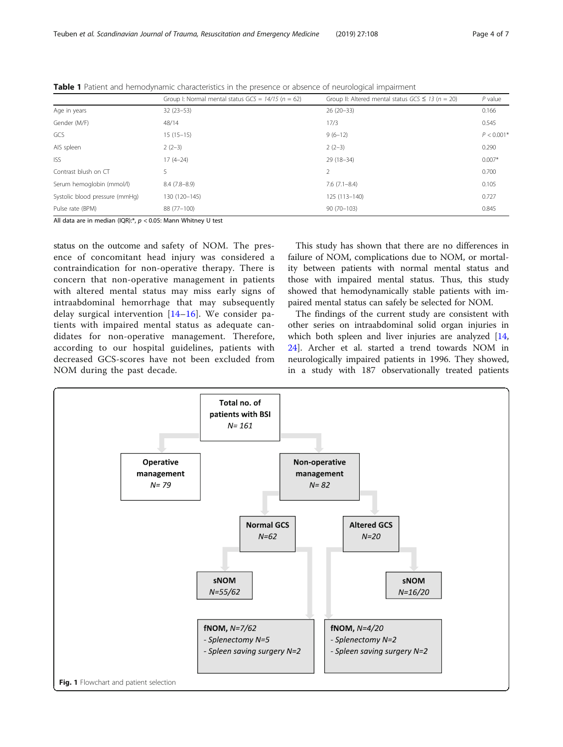**Table 1** Patient and hemodynamic characteristics in the presence or absence of neurological impairment

| | Group I: Normal mental status GCS = *14/15* (*n* = 62) | Group II: Altered mental status *GCS* ≤ *13* (*n* = 20) | *P* value |
|---|---|---|---|
| Age in years | 32 (23–53) | 26 (20–33) | 0.166 |
| Gender (M/F) | 48/14 | 17/3 | 0.545 |
| GCS | 15 (15–15) | 9 (6–12) | *P* < 0.001* |
| AIS spleen | 2 (2–3) | 2 (2–3) | 0.290 |
| ISS | 17 (4–24) | 29 (18–34) | 0.007* |
| Contrast blush on CT | 5 | 2 | 0.700 |
| Serum hemoglobin (mmol/l) | 8.4 (7.8–8.9) | 7.6 (7.1–8.4) | 0.105 |
| Systolic blood pressure (mmHg) | 130 (120–145) | 125 (113–140) | 0.727 |
| Pulse rate (BPM) | 88 (77–100) | 90 (70–103) | 0.845 |

All data are in median (IQR):*, $p < 0.05$: Mann Whitney U test

status on the outcome and safety of NOM. The presence of concomitant head injury was considered a contraindication for non-operative therapy. There is concern that non-operative management in patients with altered mental status may miss early signs of intraabdominal hemorrhage that may subsequently delay surgical intervention [14–16]. We consider patients with impaired mental status as adequate candidates for non-operative management. Therefore, according to our hospital guidelines, patients with decreased GCS-scores have not been excluded from NOM during the past decade.

This study has shown that there are no differences in failure of NOM, complications due to NOM, or mortality between patients with normal status and those with impaired mental status. Thus, this study showed that hemodynamically stable patients with impaired mental status can safely be selected for NOM.

The findings of the current study are consistent with other series on intraabdominal solid organ injuries in which both spleen and liver injuries are analyzed [14, 24]. Archer et al. started a trend towards NOM in neurologically impaired patients in 1996. They showed, in a study with 187 observationally treated patients

- **Total no. of patients with BSI** *N= 161*
  - **Operative management** *N= 79*
  - **Non-operative management** *N= 82*
    - **Normal GCS** *N=62*
      - **sNOM** *N=55/62*
      - **fNOM,** *N=7/62*
        - *Splenectomy N=5*
        - *Spleen saving surgery N=2*
    - **Altered GCS** *N=20*
      - **sNOM** *N=16/20*
      - **fNOM,** *N=4/20*
        - *Splenectomy N=2*
        - *Spleen saving surgery N=2*

**Fig. 1** Flowchart and patient selection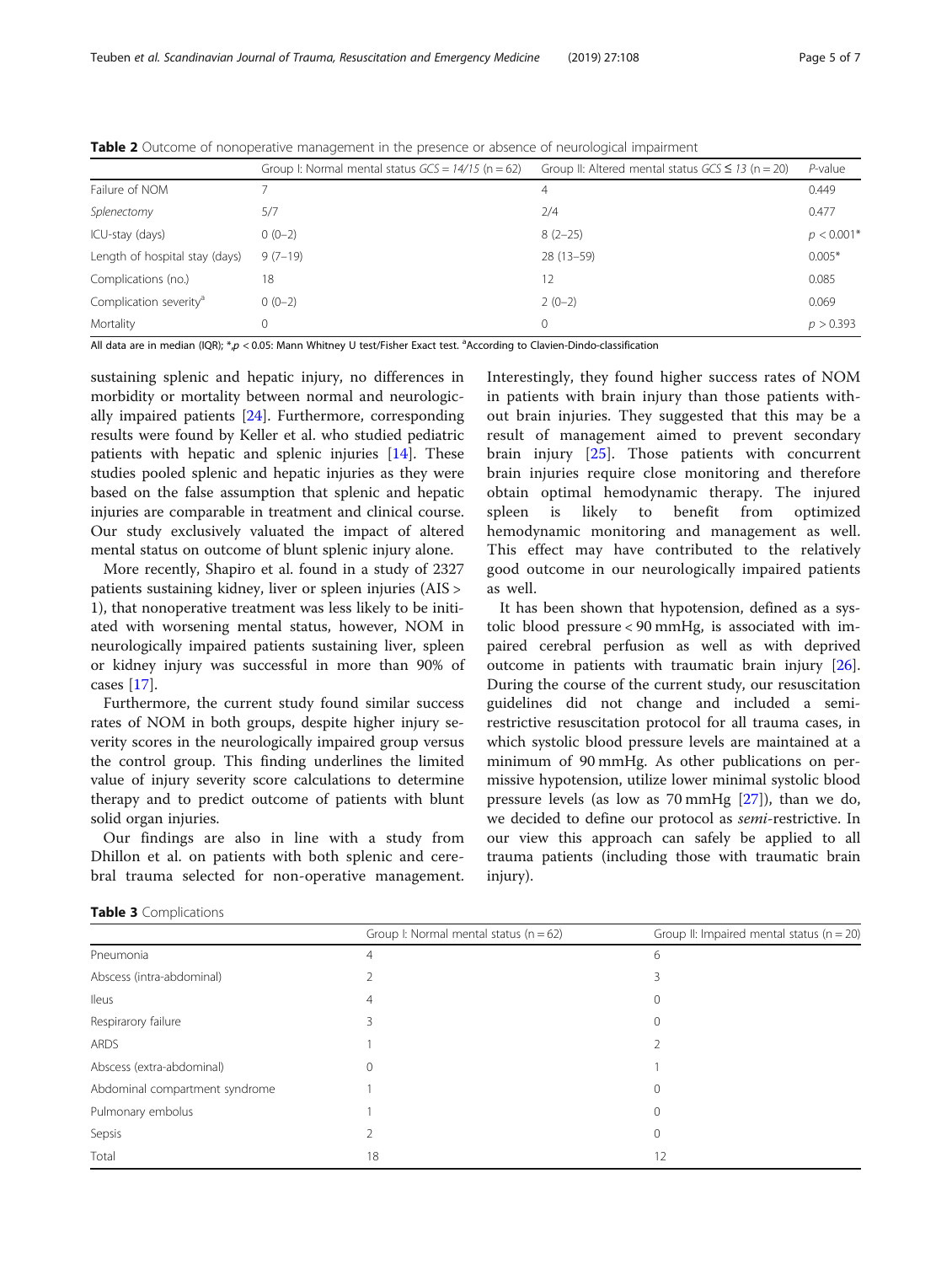**Table 2** Outcome of nonoperative management in the presence or absence of neurological impairment

| | Group I: Normal mental status *GCS = 14/15* (n = 62) | Group II: Altered mental status *GCS ≤ 13* (n = 20) | *P*-value |
|---|---|---|---|
| Failure of NOM | 7 | 4 | 0.449 |
| *Splenectomy* | 5/7 | 2/4 | 0.477 |
| ICU-stay (days) | 0 (0–2) | 8 (2–25) | $p < 0.001$* |
| Length of hospital stay (days) | 9 (7–19) | 28 (13–59) | 0.005* |
| Complications (no.) | 18 | 12 | 0.085 |
| Complication severity[a] | 0 (0–2) | 2 (0–2) | 0.069 |
| Mortality | 0 | 0 | $p > 0.393$ |

All data are in median (IQR); *,$p < 0.05$: Mann Whitney U test/Fisher Exact test. [a]According to Clavien-Dindo-classification

sustaining splenic and hepatic injury, no differences in morbidity or mortality between normal and neurologically impaired patients [24]. Furthermore, corresponding results were found by Keller et al. who studied pediatric patients with hepatic and splenic injuries [14]. These studies pooled splenic and hepatic injuries as they were based on the false assumption that splenic and hepatic injuries are comparable in treatment and clinical course. Our study exclusively valuated the impact of altered mental status on outcome of blunt splenic injury alone.

More recently, Shapiro et al. found in a study of 2327 patients sustaining kidney, liver or spleen injuries (AIS > 1), that nonoperative treatment was less likely to be initiated with worsening mental status, however, NOM in neurologically impaired patients sustaining liver, spleen or kidney injury was successful in more than 90% of cases [17].

Furthermore, the current study found similar success rates of NOM in both groups, despite higher injury severity scores in the neurologically impaired group versus the control group. This finding underlines the limited value of injury severity score calculations to determine therapy and to predict outcome of patients with blunt solid organ injuries.

Our findings are also in line with a study from Dhillon et al. on patients with both splenic and cerebral trauma selected for non-operative management. Interestingly, they found higher success rates of NOM in patients with brain injury than those patients without brain injuries. They suggested that this may be a result of management aimed to prevent secondary brain injury [25]. Those patients with concurrent brain injuries require close monitoring and therefore obtain optimal hemodynamic therapy. The injured spleen is likely to benefit from optimized hemodynamic monitoring and management as well. This effect may have contributed to the relatively good outcome in our neurologically impaired patients as well.

It has been shown that hypotension, defined as a systolic blood pressure < 90 mmHg, is associated with impaired cerebral perfusion as well as with deprived outcome in patients with traumatic brain injury [26]. During the course of the current study, our resuscitation guidelines did not change and included a semi-restrictive resuscitation protocol for all trauma cases, in which systolic blood pressure levels are maintained at a minimum of 90 mmHg. As other publications on permissive hypotension, utilize lower minimal systolic blood pressure levels (as low as 70 mmHg [27]), than we do, we decided to define our protocol as *semi*-restrictive. In our view this approach can safely be applied to all trauma patients (including those with traumatic brain injury).

**Table 3** Complications

| | Group I: Normal mental status (n = 62) | Group II: Impaired mental status (n = 20) |
|---|---|---|
| Pneumonia | 4 | 6 |
| Abscess (intra-abdominal) | 2 | 3 |
| Ileus | 4 | 0 |
| Respirarory failure | 3 | 0 |
| ARDS | 1 | 2 |
| Abscess (extra-abdominal) | 0 | 1 |
| Abdominal compartment syndrome | 1 | 0 |
| Pulmonary embolus | 1 | 0 |
| Sepsis | 2 | 0 |
| Total | 18 | 12 |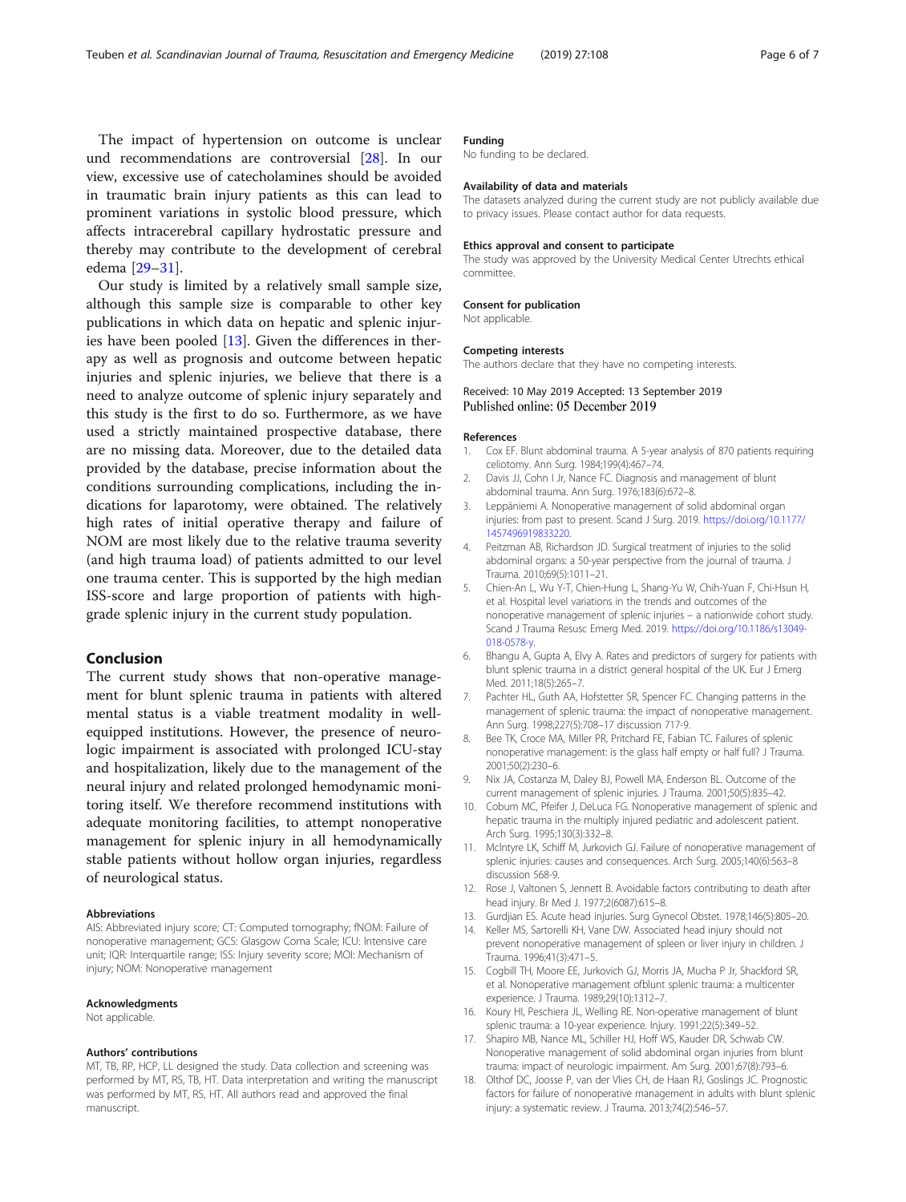The impact of hypertension on outcome is unclear und recommendations are controversial [28]. In our view, excessive use of catecholamines should be avoided in traumatic brain injury patients as this can lead to prominent variations in systolic blood pressure, which affects intracerebral capillary hydrostatic pressure and thereby may contribute to the development of cerebral edema [29–31].

Our study is limited by a relatively small sample size, although this sample size is comparable to other key publications in which data on hepatic and splenic injuries have been pooled [13]. Given the differences in therapy as well as prognosis and outcome between hepatic injuries and splenic injuries, we believe that there is a need to analyze outcome of splenic injury separately and this study is the first to do so. Furthermore, as we have used a strictly maintained prospective database, there are no missing data. Moreover, due to the detailed data provided by the database, precise information about the conditions surrounding complications, including the indications for laparotomy, were obtained. The relatively high rates of initial operative therapy and failure of NOM are most likely due to the relative trauma severity (and high trauma load) of patients admitted to our level one trauma center. This is supported by the high median ISS-score and large proportion of patients with high-grade splenic injury in the current study population.

## Conclusion

The current study shows that non-operative management for blunt splenic trauma in patients with altered mental status is a viable treatment modality in well-equipped institutions. However, the presence of neurologic impairment is associated with prolonged ICU-stay and hospitalization, likely due to the management of the neural injury and related prolonged hemodynamic monitoring itself. We therefore recommend institutions with adequate monitoring facilities, to attempt nonoperative management for splenic injury in all hemodynamically stable patients without hollow organ injuries, regardless of neurological status.

#### Abbreviations

AIS: Abbreviated injury score; CT: Computed tomography; fNOM: Failure of nonoperative management; GCS: Glasgow Coma Scale; ICU: Intensive care unit; IQR: Interquartile range; ISS: Injury severity score; MOI: Mechanism of injury; NOM: Nonoperative management

#### Acknowledgments

Not applicable.

#### Authors' contributions

MT, TB, RP, HCP, LL designed the study. Data collection and screening was performed by MT, RS, TB, HT. Data interpretation and writing the manuscript was performed by MT, RS, HT. All authors read and approved the final manuscript.

#### Funding

No funding to be declared.

#### Availability of data and materials

The datasets analyzed during the current study are not publicly available due to privacy issues. Please contact author for data requests.

#### Ethics approval and consent to participate

The study was approved by the University Medical Center Utrechts ethical committee.

#### Consent for publication

Not applicable.

#### Competing interests

The authors declare that they have no competing interests.

Received: 10 May 2019 Accepted: 13 September 2019
Published online: 05 December 2019

#### References

1. Cox EF. Blunt abdominal trauma. A 5-year analysis of 870 patients requiring celiotomy. Ann Surg. 1984;199(4):467–74.
2. Davis JJ, Cohn I Jr, Nance FC. Diagnosis and management of blunt abdominal trauma. Ann Surg. 1976;183(6):672–8.
3. Leppäniemi A. Nonoperative management of solid abdominal organ injuries: from past to present. Scand J Surg. 2019. https://doi.org/10.1177/1457496919833220.
4. Peitzman AB, Richardson JD. Surgical treatment of injuries to the solid abdominal organs: a 50-year perspective from the journal of trauma. J Trauma. 2010;69(5):1011–21.
5. Chien-An L, Wu Y-T, Chien-Hung L, Shang-Yu W, Chih-Yuan F, Chi-Hsun H, et al. Hospital level variations in the trends and outcomes of the nonoperative management of splenic injuries – a nationwide cohort study. Scand J Trauma Resusc Emerg Med. 2019. https://doi.org/10.1186/s13049-018-0578-y.
6. Bhangu A, Gupta A, Elvy A. Rates and predictors of surgery for patients with blunt splenic trauma in a district general hospital of the UK. Eur J Emerg Med. 2011;18(5):265–7.
7. Pachter HL, Guth AA, Hofstetter SR, Spencer FC. Changing patterns in the management of splenic trauma: the impact of nonoperative management. Ann Surg. 1998;227(5):708–17 discussion 717-9.
8. Bee TK, Croce MA, Miller PR, Pritchard FE, Fabian TC. Failures of splenic nonoperative management: is the glass half empty or half full? J Trauma. 2001;50(2):230–6.
9. Nix JA, Costanza M, Daley BJ, Powell MA, Enderson BL. Outcome of the current management of splenic injuries. J Trauma. 2001;50(5):835–42.
10. Cobum MC, Pfeifer J, DeLuca FG. Nonoperative management of splenic and hepatic trauma in the multiply injured pediatric and adolescent patient. Arch Surg. 1995;130(3):332–8.
11. McIntyre LK, Schiff M, Jurkovich GJ. Failure of nonoperative management of splenic injuries: causes and consequences. Arch Surg. 2005;140(6):563–8 discussion 568-9.
12. Rose J, Valtonen S, Jennett B. Avoidable factors contributing to death after head injury. Br Med J. 1977;2(6087):615–8.
13. Gurdjian ES. Acute head injuries. Surg Gynecol Obstet. 1978;146(5):805–20.
14. Keller MS, Sartorelli KH, Vane DW. Associated head injury should not prevent nonoperative management of spleen or liver injury in children. J Trauma. 1996;41(3):471–5.
15. Cogbill TH, Moore EE, Jurkovich GJ, Morris JA, Mucha P Jr, Shackford SR, et al. Nonoperative management ofblunt splenic trauma: a multicenter experience. J Trauma. 1989;29(10):1312–7.
16. Koury HI, Peschiera JL, Welling RE. Non-operative management of blunt splenic trauma: a 10-year experience. Injury. 1991;22(5):349–52.
17. Shapiro MB, Nance ML, Schiller HJ, Hoff WS, Kauder DR, Schwab CW. Nonoperative management of solid abdominal organ injuries from blunt trauma: impact of neurologic impairment. Am Surg. 2001;67(8):793–6.
18. Olthof DC, Joosse P, van der Vlies CH, de Haan RJ, Goslings JC. Prognostic factors for failure of nonoperative management in adults with blunt splenic injury: a systematic review. J Trauma. 2013;74(2):546–57.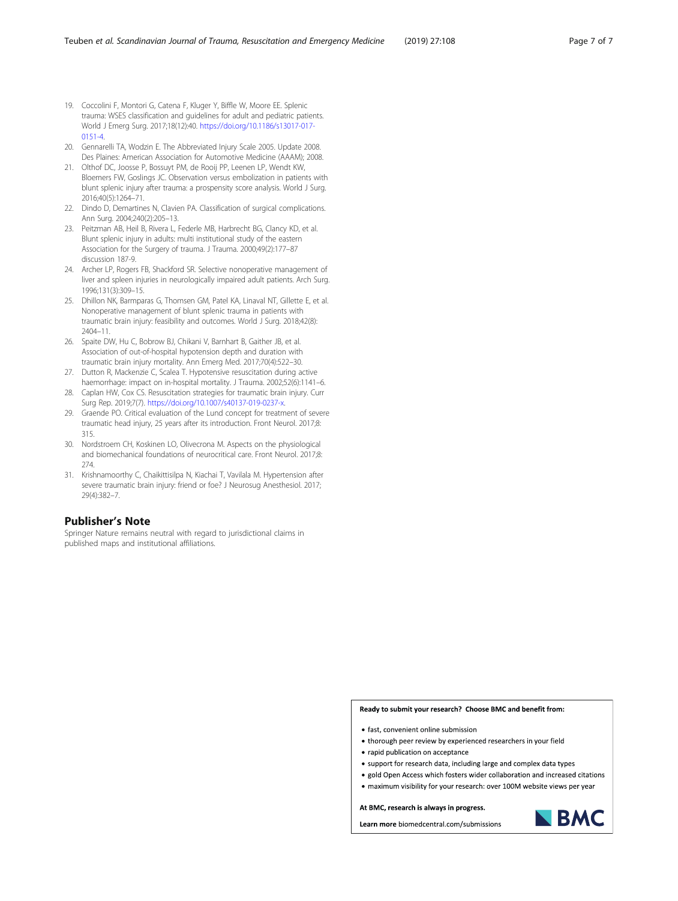19. Coccolini F, Montori G, Catena F, Kluger Y, Biffle W, Moore EE. Splenic trauma: WSES classification and guidelines for adult and pediatric patients. World J Emerg Surg. 2017;18(12):40. https://doi.org/10.1186/s13017-017-0151-4.
20. Gennarelli TA, Wodzin E. The Abbreviated Injury Scale 2005. Update 2008. Des Plaines: American Association for Automotive Medicine (AAAM); 2008.
21. Olthof DC, Joosse P, Bossuyt PM, de Rooij PP, Leenen LP, Wendt KW, Bloemers FW, Goslings JC. Observation versus embolization in patients with blunt splenic injury after trauma: a prospensity score analysis. World J Surg. 2016;40(5):1264–71.
22. Dindo D, Demartines N, Clavien PA. Classification of surgical complications. Ann Surg. 2004;240(2):205–13.
23. Peitzman AB, Heil B, Rivera L, Federle MB, Harbrecht BG, Clancy KD, et al. Blunt splenic injury in adults: multi institutional study of the eastern Association for the Surgery of trauma. J Trauma. 2000;49(2):177–87 discussion 187-9.
24. Archer LP, Rogers FB, Shackford SR. Selective nonoperative management of liver and spleen injuries in neurologically impaired adult patients. Arch Surg. 1996;131(3):309–15.
25. Dhillon NK, Barmparas G, Thomsen GM, Patel KA, Linaval NT, Gillette E, et al. Nonoperative management of blunt splenic trauma in patients with traumatic brain injury: feasibility and outcomes. World J Surg. 2018;42(8):2404–11.
26. Spaite DW, Hu C, Bobrow BJ, Chikani V, Barnhart B, Gaither JB, et al. Association of out-of-hospital hypotension depth and duration with traumatic brain injury mortality. Ann Emerg Med. 2017;70(4):522–30.
27. Dutton R, Mackenzie C, Scalea T. Hypotensive resuscitation during active haemorrhage: impact on in-hospital mortality. J Trauma. 2002;52(6):1141–6.
28. Caplan HW, Cox CS. Resuscitation strategies for traumatic brain injury. Curr Surg Rep. 2019;7(7). https://doi.org/10.1007/s40137-019-0237-x.
29. Graende PO. Critical evaluation of the Lund concept for treatment of severe traumatic head injury, 25 years after its introduction. Front Neurol. 2017;8:315.
30. Nordstroem CH, Koskinen LO, Olivecrona M. Aspects on the physiological and biomechanical foundations of neurocritical care. Front Neurol. 2017;8:274.
31. Krishnamoorthy C, Chaikittisilpa N, Kiachai T, Vavilala M. Hypertension after severe traumatic brain injury: friend or foe? J Neurosug Anesthesiol. 2017;29(4):382–7.

## Publisher's Note

Springer Nature remains neutral with regard to jurisdictional claims in published maps and institutional affiliations.

**Ready to submit your research? Choose BMC and benefit from:**

- fast, convenient online submission
- thorough peer review by experienced researchers in your field
- rapid publication on acceptance
- support for research data, including large and complex data types
- gold Open Access which fosters wider collaboration and increased citations
- maximum visibility for your research: over 100M website views per year

**At BMC, research is always in progress.**

**Learn more** biomedcentral.com/submissions

BMC